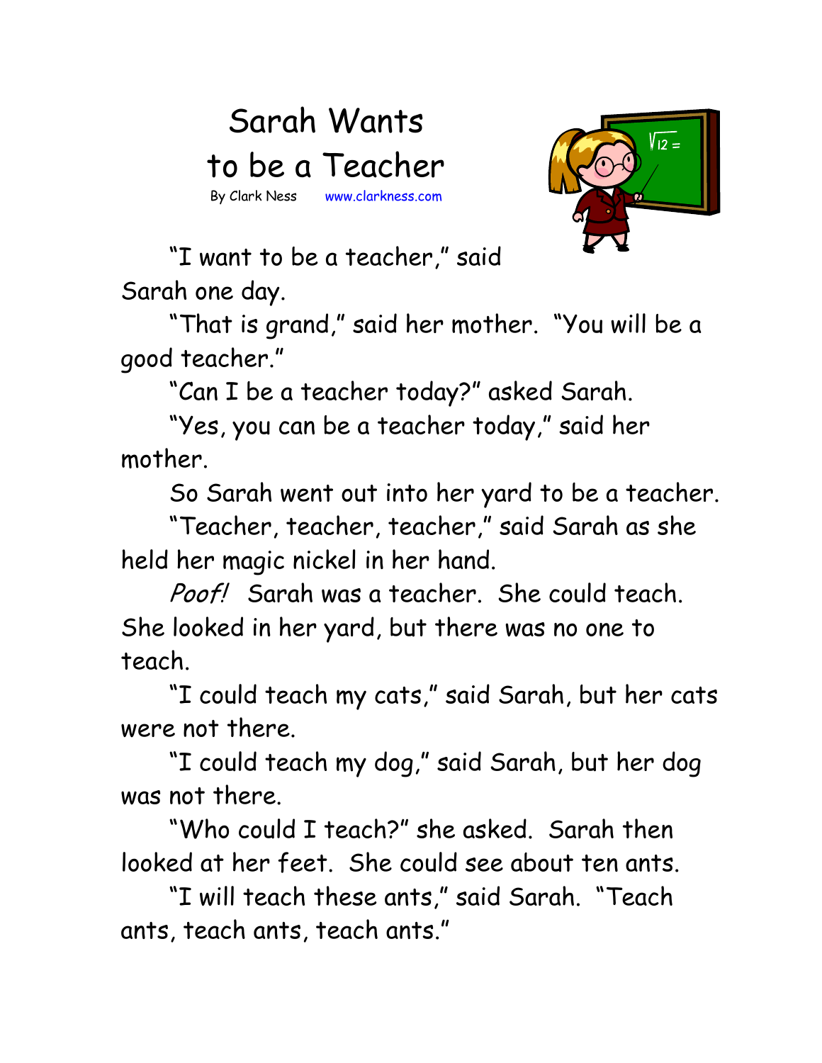# Sarah Wants to be a Teacher

By Clark Ness www.clarkness.com

"I want to be a teacher," said Sarah one day.

"That is grand," said her mother. "You will be a good teacher."

"Can I be a teacher today?" asked Sarah.

"Yes, you can be a teacher today," said her mother.

So Sarah went out into her yard to be a teacher.

"Teacher, teacher, teacher," said Sarah as she held her magic nickel in her hand.

*Poof!* Sarah was a teacher. She could teach. She looked in her yard, but there was no one to teach.

"I could teach my cats," said Sarah, but her cats were not there.

"I could teach my dog," said Sarah, but her dog was not there.

"Who could I teach?" she asked. Sarah then looked at her feet. She could see about ten ants.

"I will teach these ants," said Sarah. "Teach ants, teach ants, teach ants."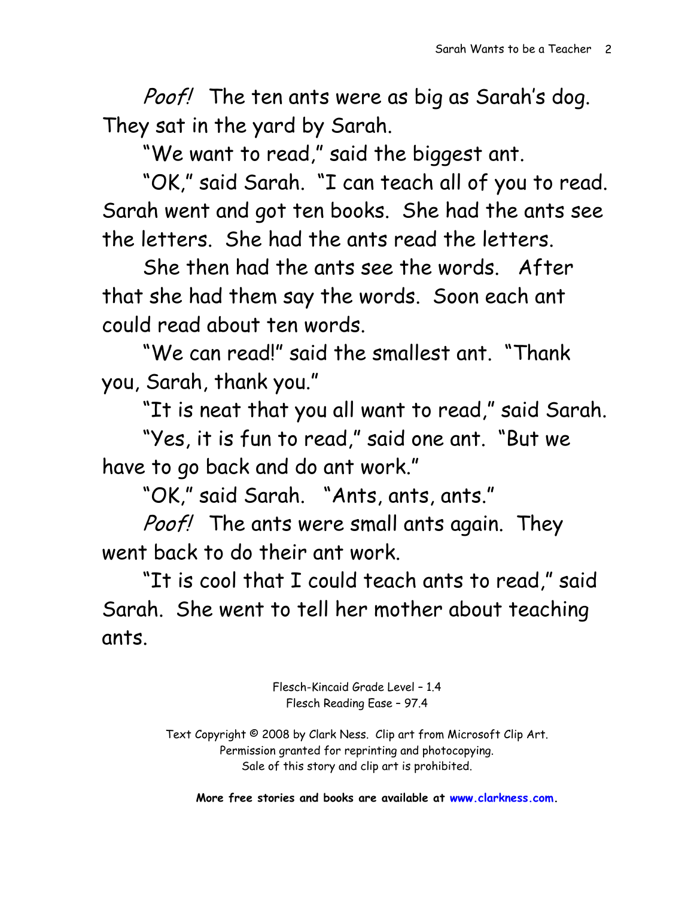*Poof!* The ten ants were as big as Sarah's dog. They sat in the yard by Sarah.

"We want to read," said the biggest ant.

"OK," said Sarah. "I can teach all of you to read. Sarah went and got ten books. She had the ants see the letters. She had the ants read the letters.

She then had the ants see the words. After that she had them say the words. Soon each ant could read about ten words.

"We can read!" said the smallest ant. "Thank you, Sarah, thank you."

"It is neat that you all want to read," said Sarah.

"Yes, it is fun to read," said one ant. "But we have to go back and do ant work."

"OK," said Sarah. "Ants, ants, ants."

*Poof!* The ants were small ants again. They went back to do their ant work.

"It is cool that I could teach ants to read," said Sarah. She went to tell her mother about teaching ants.

Flesch-Kincaid Grade Level – 1.4
Flesch Reading Ease – 97.4

Text Copyright © 2008 by Clark Ness. Clip art from Microsoft Clip Art.
Permission granted for reprinting and photocopying.
Sale of this story and clip art is prohibited.

**More free stories and books are available at www.clarkness.com.**